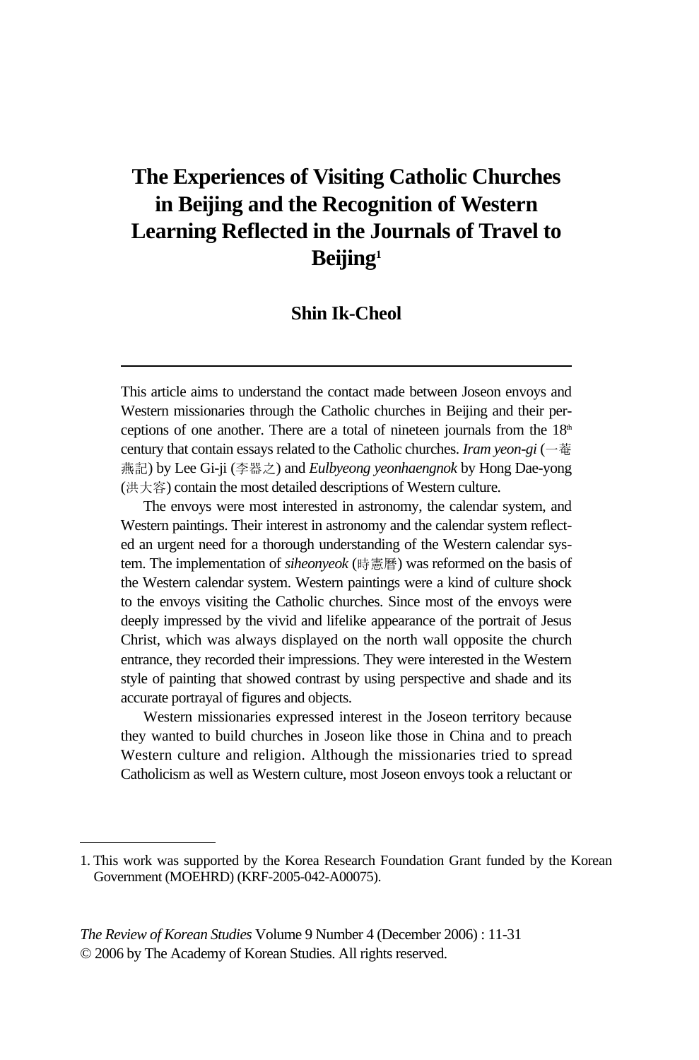# The Experiences of Visiting Catholic Churches in Beijing and the Recognition of Western Learning Reflected in the Journals of Travel to Beijing[1]

**Shin Ik-Cheol**

This article aims to understand the contact made between Joseon envoys and Western missionaries through the Catholic churches in Beijing and their perceptions of one another. There are a total of nineteen journals from the 18th century that contain essays related to the Catholic churches. *Iram yeon-gi* (一菴燕記) by Lee Gi-ji (李器之) and *Eulbyeong yeonhaengnok* by Hong Dae-yong (洪大容) contain the most detailed descriptions of Western culture.

The envoys were most interested in astronomy, the calendar system, and Western paintings. Their interest in astronomy and the calendar system reflected an urgent need for a thorough understanding of the Western calendar system. The implementation of *siheonyeok* (時憲曆) was reformed on the basis of the Western calendar system. Western paintings were a kind of culture shock to the envoys visiting the Catholic churches. Since most of the envoys were deeply impressed by the vivid and lifelike appearance of the portrait of Jesus Christ, which was always displayed on the north wall opposite the church entrance, they recorded their impressions. They were interested in the Western style of painting that showed contrast by using perspective and shade and its accurate portrayal of figures and objects.

Western missionaries expressed interest in the Joseon territory because they wanted to build churches in Joseon like those in China and to preach Western culture and religion. Although the missionaries tried to spread Catholicism as well as Western culture, most Joseon envoys took a reluctant or

---

1. This work was supported by the Korea Research Foundation Grant funded by the Korean Government (MOEHRD) (KRF-2005-042-A00075).

*The Review of Korean Studies* Volume 9 Number 4 (December 2006) : 11-31
© 2006 by The Academy of Korean Studies. All rights reserved.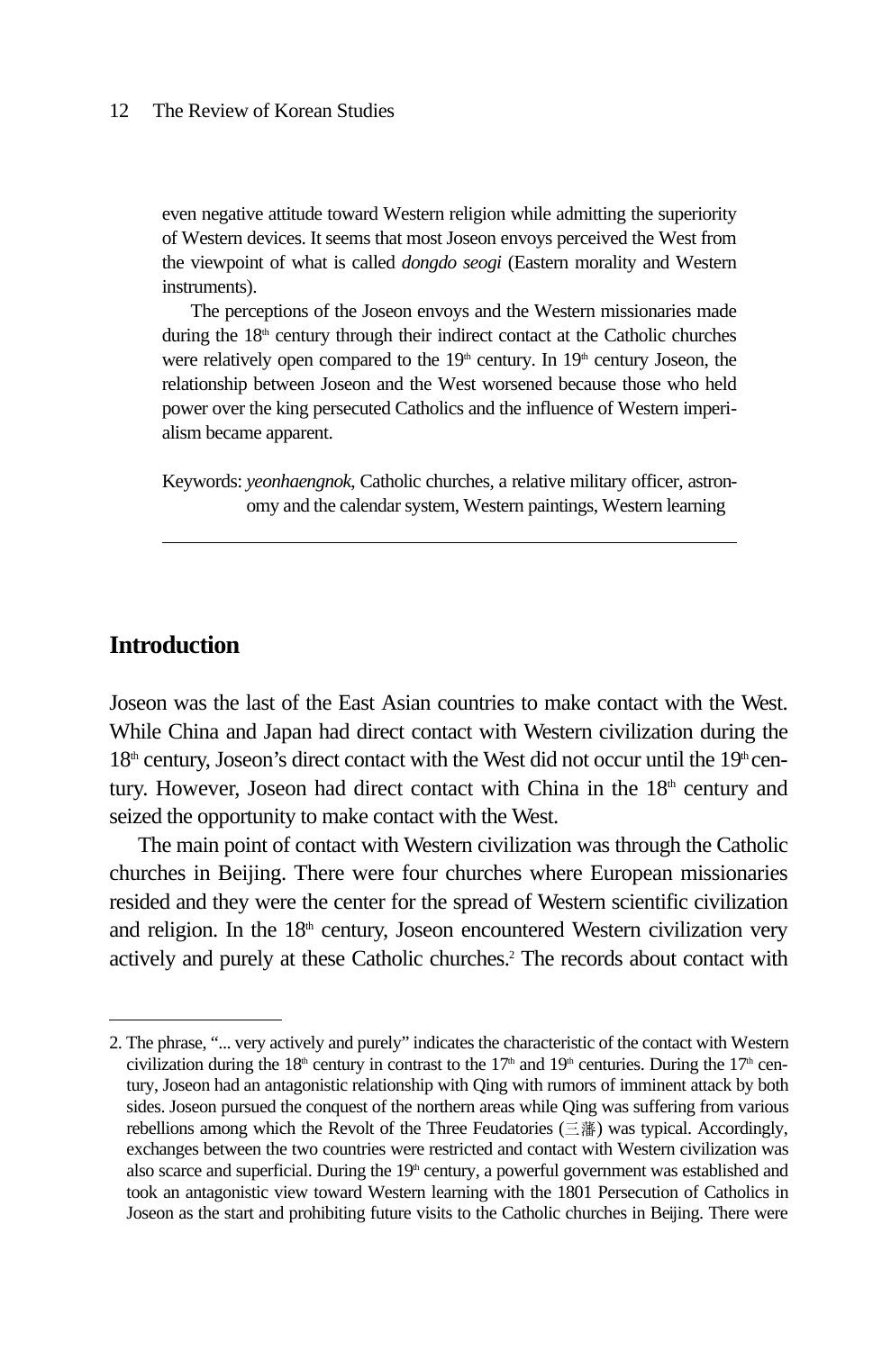even negative attitude toward Western religion while admitting the superiority of Western devices. It seems that most Joseon envoys perceived the West from the viewpoint of what is called *dongdo seogi* (Eastern morality and Western instruments).

The perceptions of the Joseon envoys and the Western missionaries made during the 18th century through their indirect contact at the Catholic churches were relatively open compared to the 19th century. In 19th century Joseon, the relationship between Joseon and the West worsened because those who held power over the king persecuted Catholics and the influence of Western imperialism became apparent.

Keywords: *yeonhaengnok*, Catholic churches, a relative military officer, astronomy and the calendar system, Western paintings, Western learning

---

## Introduction

Joseon was the last of the East Asian countries to make contact with the West. While China and Japan had direct contact with Western civilization during the 18th century, Joseon's direct contact with the West did not occur until the 19th century. However, Joseon had direct contact with China in the 18th century and seized the opportunity to make contact with the West.

The main point of contact with Western civilization was through the Catholic churches in Beijing. There were four churches where European missionaries resided and they were the center for the spread of Western scientific civilization and religion. In the 18th century, Joseon encountered Western civilization very actively and purely at these Catholic churches.[2] The records about contact with

---

2. The phrase, "... very actively and purely" indicates the characteristic of the contact with Western civilization during the 18th century in contrast to the 17th and 19th centuries. During the 17th century, Joseon had an antagonistic relationship with Qing with rumors of imminent attack by both sides. Joseon pursued the conquest of the northern areas while Qing was suffering from various rebellions among which the Revolt of the Three Feudatories (三藩) was typical. Accordingly, exchanges between the two countries were restricted and contact with Western civilization was also scarce and superficial. During the 19th century, a powerful government was established and took an antagonistic view toward Western learning with the 1801 Persecution of Catholics in Joseon as the start and prohibiting future visits to the Catholic churches in Beijing. There were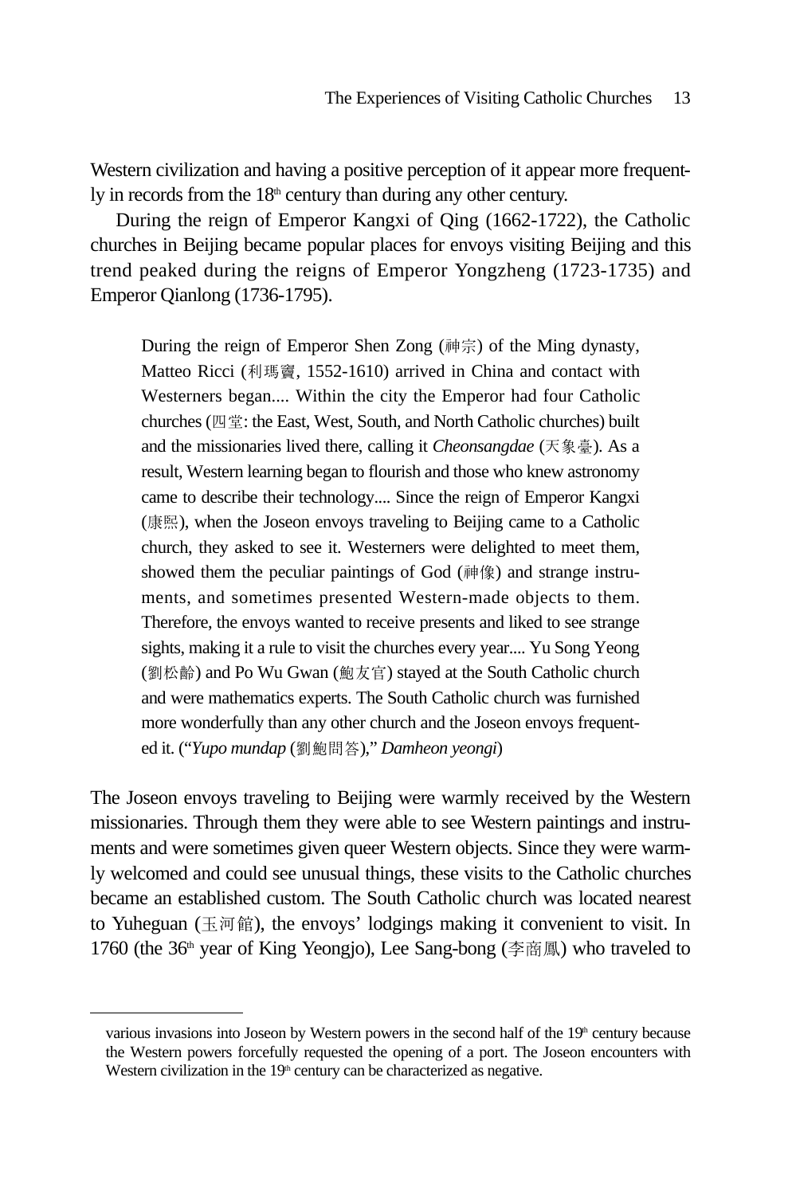Western civilization and having a positive perception of it appear more frequently in records from the 18th century than during any other century.

During the reign of Emperor Kangxi of Qing (1662-1722), the Catholic churches in Beijing became popular places for envoys visiting Beijing and this trend peaked during the reigns of Emperor Yongzheng (1723-1735) and Emperor Qianlong (1736-1795).

> During the reign of Emperor Shen Zong (神宗) of the Ming dynasty, Matteo Ricci (利瑪竇, 1552-1610) arrived in China and contact with Westerners began.... Within the city the Emperor had four Catholic churches (四堂: the East, West, South, and North Catholic churches) built and the missionaries lived there, calling it *Cheonsangdae* (天象臺). As a result, Western learning began to flourish and those who knew astronomy came to describe their technology.... Since the reign of Emperor Kangxi (康熙), when the Joseon envoys traveling to Beijing came to a Catholic church, they asked to see it. Westerners were delighted to meet them, showed them the peculiar paintings of God (神像) and strange instruments, and sometimes presented Western-made objects to them. Therefore, the envoys wanted to receive presents and liked to see strange sights, making it a rule to visit the churches every year.... Yu Song Yeong (劉松齡) and Po Wu Gwan (鮑友官) stayed at the South Catholic church and were mathematics experts. The South Catholic church was furnished more wonderfully than any other church and the Joseon envoys frequented it. ("*Yupo mundap* (劉鮑問答)," *Damheon yeongi*)

The Joseon envoys traveling to Beijing were warmly received by the Western missionaries. Through them they were able to see Western paintings and instruments and were sometimes given queer Western objects. Since they were warmly welcomed and could see unusual things, these visits to the Catholic churches became an established custom. The South Catholic church was located nearest to Yuheguan (玉河館), the envoys' lodgings making it convenient to visit. In 1760 (the 36th year of King Yeongjo), Lee Sang-bong (李商鳳) who traveled to

---

various invasions into Joseon by Western powers in the second half of the 19th century because the Western powers forcefully requested the opening of a port. The Joseon encounters with Western civilization in the 19th century can be characterized as negative.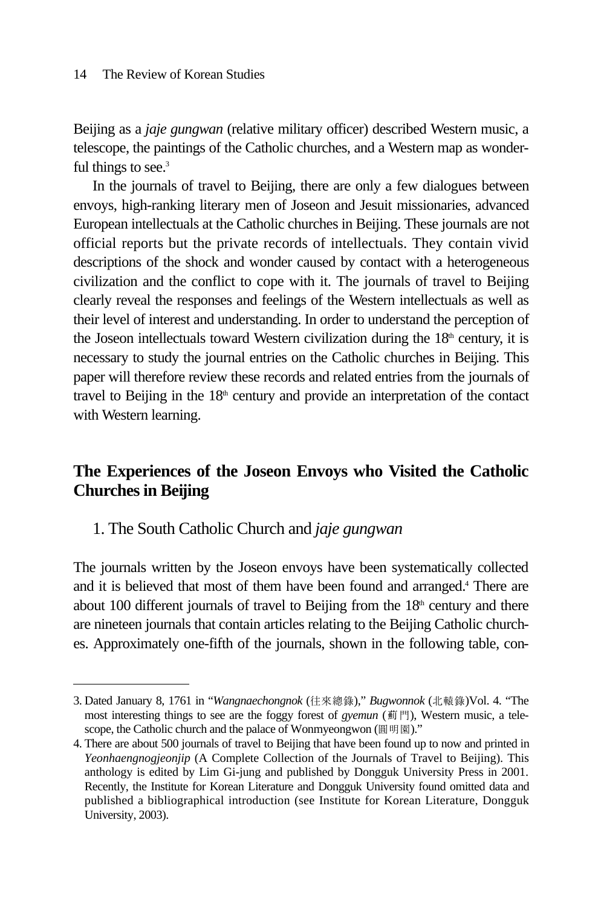Beijing as a *jaje gungwan* (relative military officer) described Western music, a telescope, the paintings of the Catholic churches, and a Western map as wonderful things to see.[3]

In the journals of travel to Beijing, there are only a few dialogues between envoys, high-ranking literary men of Joseon and Jesuit missionaries, advanced European intellectuals at the Catholic churches in Beijing. These journals are not official reports but the private records of intellectuals. They contain vivid descriptions of the shock and wonder caused by contact with a heterogeneous civilization and the conflict to cope with it. The journals of travel to Beijing clearly reveal the responses and feelings of the Western intellectuals as well as their level of interest and understanding. In order to understand the perception of the Joseon intellectuals toward Western civilization during the 18th century, it is necessary to study the journal entries on the Catholic churches in Beijing. This paper will therefore review these records and related entries from the journals of travel to Beijing in the 18th century and provide an interpretation of the contact with Western learning.

## The Experiences of the Joseon Envoys who Visited the Catholic Churches in Beijing

### 1. The South Catholic Church and *jaje gungwan*

The journals written by the Joseon envoys have been systematically collected and it is believed that most of them have been found and arranged.[4] There are about 100 different journals of travel to Beijing from the 18th century and there are nineteen journals that contain articles relating to the Beijing Catholic churches. Approximately one-fifth of the journals, shown in the following table, con-

---

3. Dated January 8, 1761 in "*Wangnaechongnok* (往來總錄)," *Bugwonnok* (北轅錄)Vol. 4. "The most interesting things to see are the foggy forest of *gyemun* (薊門), Western music, a telescope, the Catholic church and the palace of Wonmyeongwon (圓明園)."

4. There are about 500 journals of travel to Beijing that have been found up to now and printed in *Yeonhaengnogjeonjip* (A Complete Collection of the Journals of Travel to Beijing). This anthology is edited by Lim Gi-jung and published by Dongguk University Press in 2001. Recently, the Institute for Korean Literature and Dongguk University found omitted data and published a bibliographical introduction (see Institute for Korean Literature, Dongguk University, 2003).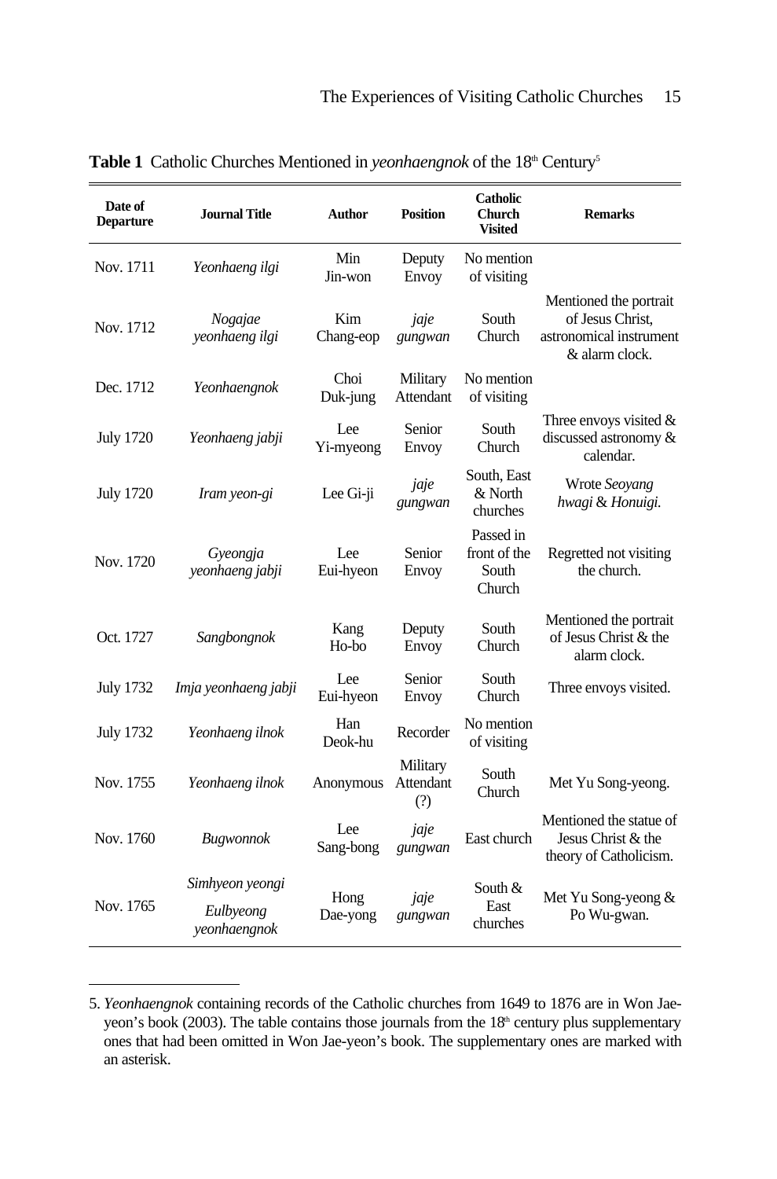**Table 1** Catholic Churches Mentioned in *yeonhaengnok* of the 18th Century[5]

| Date of Departure | Journal Title | Author | Position | Catholic Church Visited | Remarks |
|---|---|---|---|---|---|
| Nov. 1711 | *Yeonhaeng ilgi* | Min Jin-won | Deputy Envoy | No mention of visiting | |
| Nov. 1712 | *Nogajae yeonhaeng ilgi* | Kim Chang-eop | *jaje gungwan* | South Church | Mentioned the portrait of Jesus Christ, astronomical instrument & alarm clock. |
| Dec. 1712 | *Yeonhaengnok* | Choi Duk-jung | Military Attendant | No mention of visiting | |
| July 1720 | *Yeonhaeng jabji* | Lee Yi-myeong | Senior Envoy | South Church | Three envoys visited & discussed astronomy & calendar. |
| July 1720 | *Iram yeon-gi* | Lee Gi-ji | *jaje gungwan* | South, East & North churches | Wrote *Seoyang hwagi* & *Honuigi.* |
| Nov. 1720 | *Gyeongja yeonhaeng jabji* | Lee Eui-hyeon | Senior Envoy | Passed in front of the South Church | Regretted not visiting the church. |
| Oct. 1727 | *Sangbongnok* | Kang Ho-bo | Deputy Envoy | South Church | Mentioned the portrait of Jesus Christ & the alarm clock. |
| July 1732 | *Imja yeonhaeng jabji* | Lee Eui-hyeon | Senior Envoy | South Church | Three envoys visited. |
| July 1732 | *Yeonhaeng ilnok* | Han Deok-hu | Recorder | No mention of visiting | |
| Nov. 1755 | *Yeonhaeng ilnok* | Anonymous | Military Attendant (?) | South Church | Met Yu Song-yeong. |
| Nov. 1760 | *Bugwonnok* | Lee Sang-bong | *jaje gungwan* | East church | Mentioned the statue of Jesus Christ & the theory of Catholicism. |
| Nov. 1765 | *Simhyeon yeongi* *Eulbyeong yeonhaengnok* | Hong Dae-yong | *jaje gungwan* | South & East churches | Met Yu Song-yeong & Po Wu-gwan. |

5. *Yeonhaengnok* containing records of the Catholic churches from 1649 to 1876 are in Won Jae-yeon's book (2003). The table contains those journals from the 18th century plus supplementary ones that had been omitted in Won Jae-yeon's book. The supplementary ones are marked with an asterisk.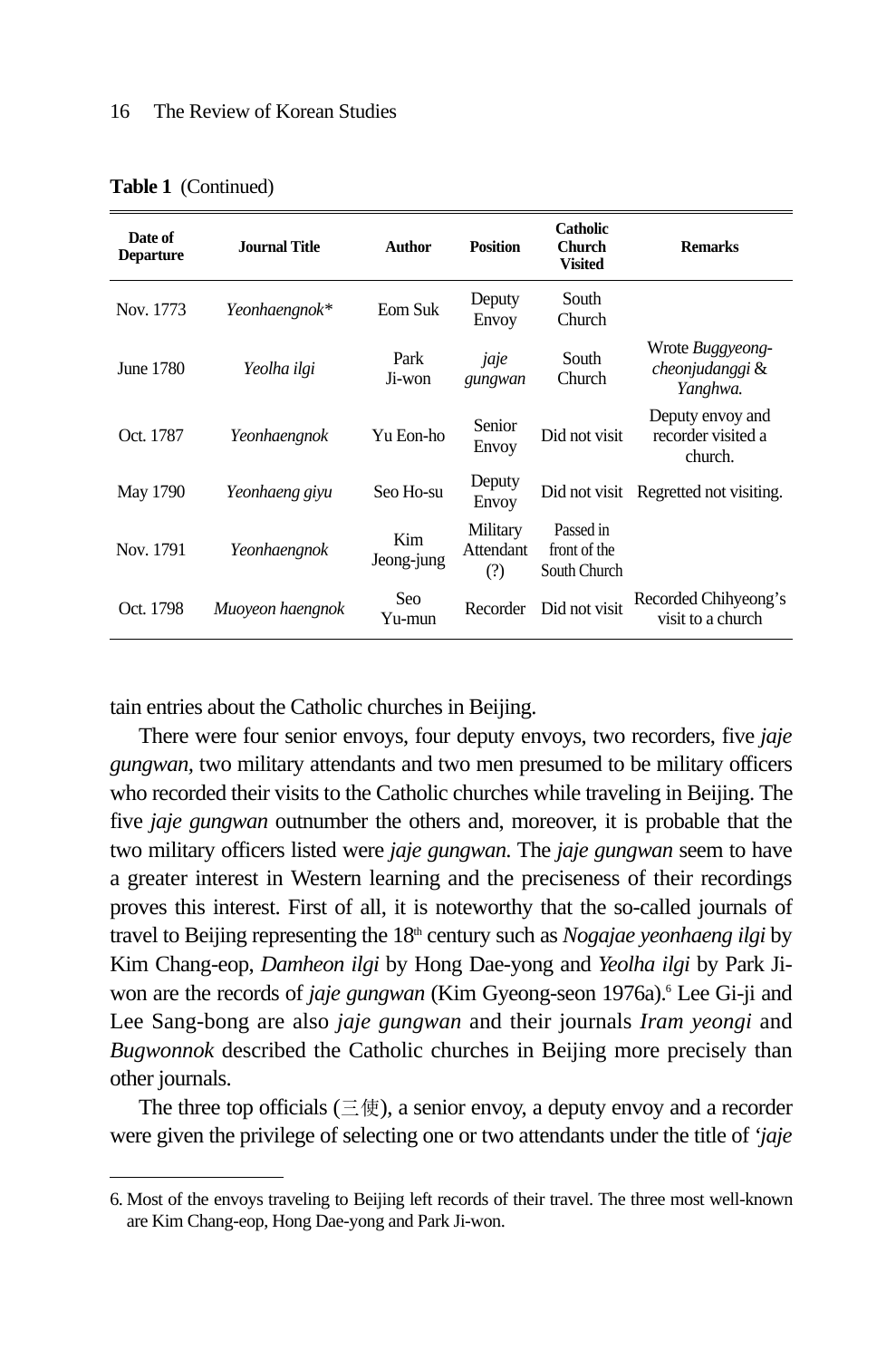**Table 1** (Continued)

| Date of Departure | Journal Title | Author | Position | Catholic Church Visited | Remarks |
|---|---|---|---|---|---|
| Nov. 1773 | *Yeonhaengnok*\* | Eom Suk | Deputy Envoy | South Church | |
| June 1780 | *Yeolha ilgi* | Park Ji-won | *jaje gungwan* | South Church | Wrote *Buggyeong-cheonjudanggi* & *Yanghwa.* |
| Oct. 1787 | *Yeonhaengnok* | Yu Eon-ho | Senior Envoy | Did not visit | Deputy envoy and recorder visited a church. |
| May 1790 | *Yeonhaeng giyu* | Seo Ho-su | Deputy Envoy | Did not visit | Regretted not visiting. |
| Nov. 1791 | *Yeonhaengnok* | Kim Jeong-jung | Military Attendant (?) | Passed in front of the South Church | |
| Oct. 1798 | *Muoyeon haengnok* | Seo Yu-mun | Recorder | Did not visit | Recorded Chihyeong's visit to a church |

tain entries about the Catholic churches in Beijing.

There were four senior envoys, four deputy envoys, two recorders, five *jaje gungwan*, two military attendants and two men presumed to be military officers who recorded their visits to the Catholic churches while traveling in Beijing. The five *jaje gungwan* outnumber the others and, moreover, it is probable that the two military officers listed were *jaje gungwan.* The *jaje gungwan* seem to have a greater interest in Western learning and the preciseness of their recordings proves this interest. First of all, it is noteworthy that the so-called journals of travel to Beijing representing the 18th century such as *Nogajae yeonhaeng ilgi* by Kim Chang-eop, *Damheon ilgi* by Hong Dae-yong and *Yeolha ilgi* by Park Ji-won are the records of *jaje gungwan* (Kim Gyeong-seon 1976a).[6] Lee Gi-ji and Lee Sang-bong are also *jaje gungwan* and their journals *Iram yeongi* and *Bugwonnok* described the Catholic churches in Beijing more precisely than other journals.

The three top officials (三使), a senior envoy, a deputy envoy and a recorder were given the privilege of selecting one or two attendants under the title of '*jaje*

---

6. Most of the envoys traveling to Beijing left records of their travel. The three most well-known are Kim Chang-eop, Hong Dae-yong and Park Ji-won.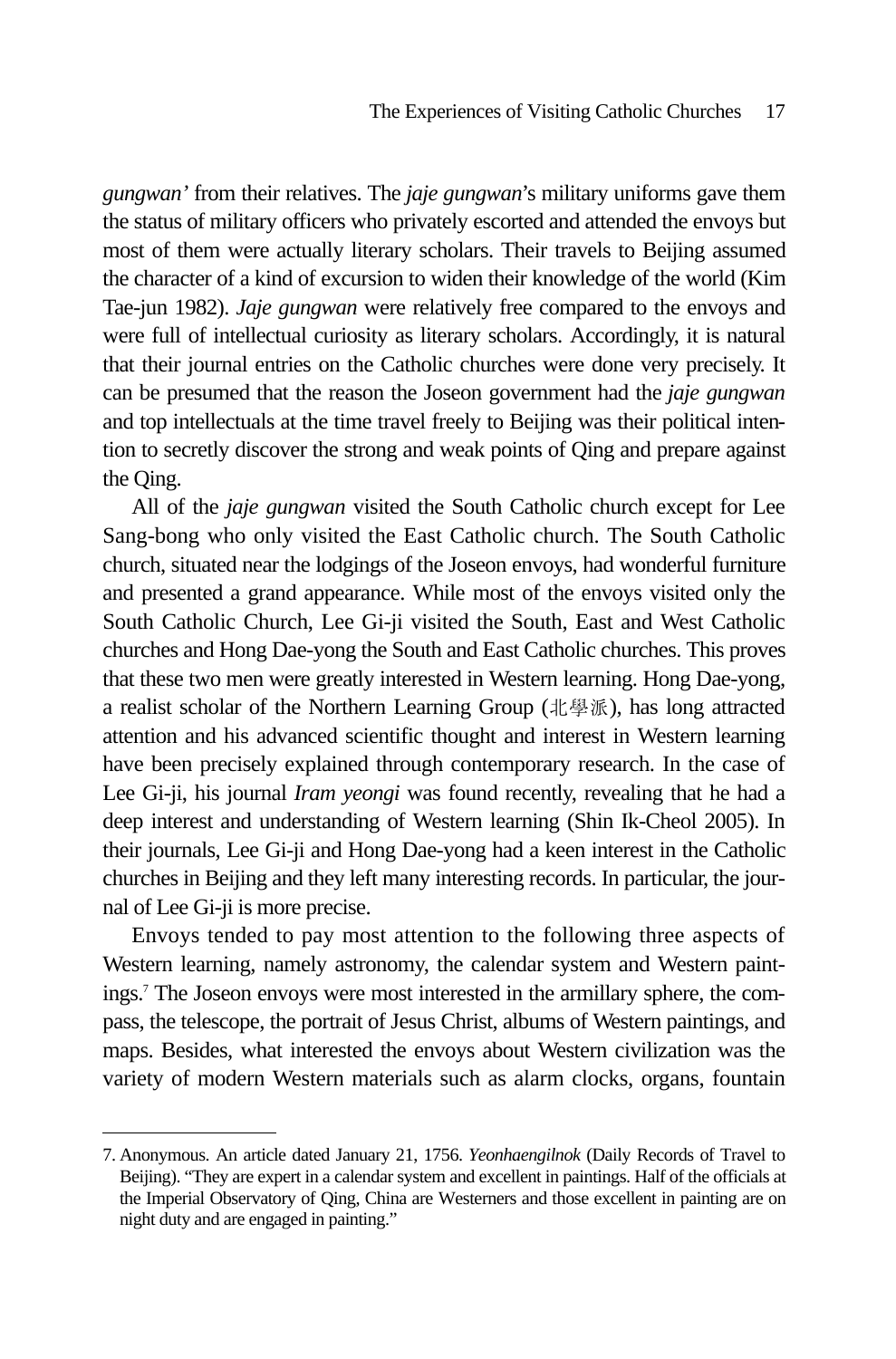*gungwan'* from their relatives. The *jaje gungwan*'s military uniforms gave them the status of military officers who privately escorted and attended the envoys but most of them were actually literary scholars. Their travels to Beijing assumed the character of a kind of excursion to widen their knowledge of the world (Kim Tae-jun 1982). *Jaje gungwan* were relatively free compared to the envoys and were full of intellectual curiosity as literary scholars. Accordingly, it is natural that their journal entries on the Catholic churches were done very precisely. It can be presumed that the reason the Joseon government had the *jaje gungwan* and top intellectuals at the time travel freely to Beijing was their political intention to secretly discover the strong and weak points of Qing and prepare against the Qing.

All of the *jaje gungwan* visited the South Catholic church except for Lee Sang-bong who only visited the East Catholic church. The South Catholic church, situated near the lodgings of the Joseon envoys, had wonderful furniture and presented a grand appearance. While most of the envoys visited only the South Catholic Church, Lee Gi-ji visited the South, East and West Catholic churches and Hong Dae-yong the South and East Catholic churches. This proves that these two men were greatly interested in Western learning. Hong Dae-yong, a realist scholar of the Northern Learning Group (北學派), has long attracted attention and his advanced scientific thought and interest in Western learning have been precisely explained through contemporary research. In the case of Lee Gi-ji, his journal *Iram yeongi* was found recently, revealing that he had a deep interest and understanding of Western learning (Shin Ik-Cheol 2005). In their journals, Lee Gi-ji and Hong Dae-yong had a keen interest in the Catholic churches in Beijing and they left many interesting records. In particular, the journal of Lee Gi-ji is more precise.

Envoys tended to pay most attention to the following three aspects of Western learning, namely astronomy, the calendar system and Western paintings.[7] The Joseon envoys were most interested in the armillary sphere, the compass, the telescope, the portrait of Jesus Christ, albums of Western paintings, and maps. Besides, what interested the envoys about Western civilization was the variety of modern Western materials such as alarm clocks, organs, fountain

7. Anonymous. An article dated January 21, 1756. *Yeonhaengilnok* (Daily Records of Travel to Beijing). "They are expert in a calendar system and excellent in paintings. Half of the officials at the Imperial Observatory of Qing, China are Westerners and those excellent in painting are on night duty and are engaged in painting."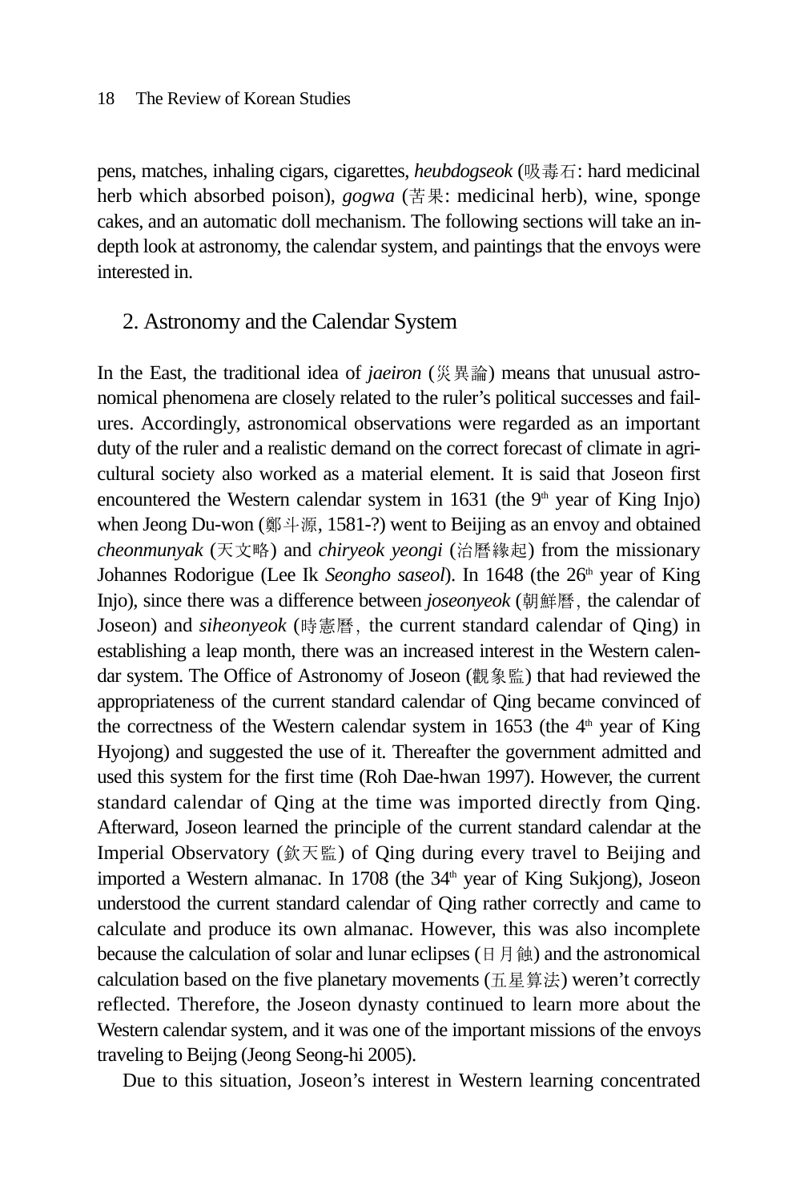pens, matches, inhaling cigars, cigarettes, *heubdogseok* (吸毒石: hard medicinal herb which absorbed poison), *gogwa* (苦果: medicinal herb), wine, sponge cakes, and an automatic doll mechanism. The following sections will take an in-depth look at astronomy, the calendar system, and paintings that the envoys were interested in.

## 2. Astronomy and the Calendar System

In the East, the traditional idea of *jaeiron* (災異論) means that unusual astronomical phenomena are closely related to the ruler's political successes and failures. Accordingly, astronomical observations were regarded as an important duty of the ruler and a realistic demand on the correct forecast of climate in agricultural society also worked as a material element. It is said that Joseon first encountered the Western calendar system in 1631 (the 9th year of King Injo) when Jeong Du-won (鄭斗源, 1581-?) went to Beijing as an envoy and obtained *cheonmunyak* (天文略) and *chiryeok yeongi* (治曆緣起) from the missionary Johannes Rodorigue (Lee Ik *Seongho saseol*). In 1648 (the 26th year of King Injo), since there was a difference between *joseonyeok* (朝鮮曆, the calendar of Joseon) and *siheonyeok* (時憲曆, the current standard calendar of Qing) in establishing a leap month, there was an increased interest in the Western calendar system. The Office of Astronomy of Joseon (觀象監) that had reviewed the appropriateness of the current standard calendar of Qing became convinced of the correctness of the Western calendar system in 1653 (the 4th year of King Hyojong) and suggested the use of it. Thereafter the government admitted and used this system for the first time (Roh Dae-hwan 1997). However, the current standard calendar of Qing at the time was imported directly from Qing. Afterward, Joseon learned the principle of the current standard calendar at the Imperial Observatory (欽天監) of Qing during every travel to Beijing and imported a Western almanac. In 1708 (the 34th year of King Sukjong), Joseon understood the current standard calendar of Qing rather correctly and came to calculate and produce its own almanac. However, this was also incomplete because the calculation of solar and lunar eclipses (日月蝕) and the astronomical calculation based on the five planetary movements (五星算法) weren't correctly reflected. Therefore, the Joseon dynasty continued to learn more about the Western calendar system, and it was one of the important missions of the envoys traveling to Beijng (Jeong Seong-hi 2005).

Due to this situation, Joseon's interest in Western learning concentrated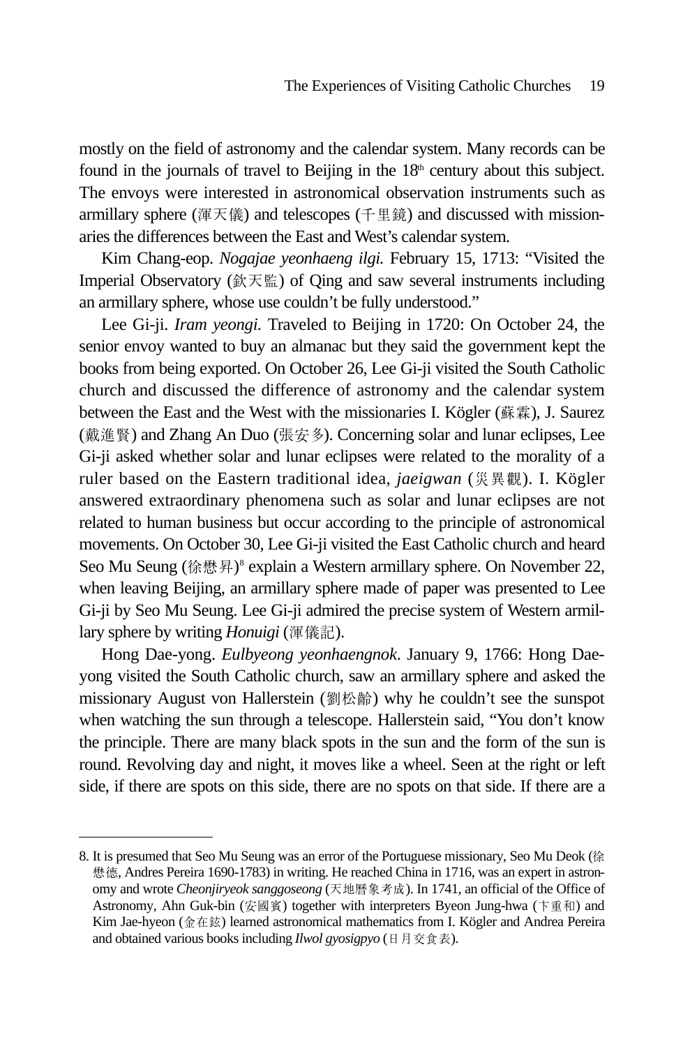mostly on the field of astronomy and the calendar system. Many records can be found in the journals of travel to Beijing in the 18th century about this subject. The envoys were interested in astronomical observation instruments such as armillary sphere (渾天儀) and telescopes (千里鏡) and discussed with missionaries the differences between the East and West's calendar system.

Kim Chang-eop. *Nogajae yeonhaeng ilgi.* February 15, 1713: "Visited the Imperial Observatory (欽天監) of Qing and saw several instruments including an armillary sphere, whose use couldn't be fully understood."

Lee Gi-ji. *Iram yeongi.* Traveled to Beijing in 1720: On October 24, the senior envoy wanted to buy an almanac but they said the government kept the books from being exported. On October 26, Lee Gi-ji visited the South Catholic church and discussed the difference of astronomy and the calendar system between the East and the West with the missionaries I. Kögler (蘇霖), J. Saurez (戴進賢) and Zhang An Duo (張安多). Concerning solar and lunar eclipses, Lee Gi-ji asked whether solar and lunar eclipses were related to the morality of a ruler based on the Eastern traditional idea, *jaeigwan* (災異觀). I. Kögler answered extraordinary phenomena such as solar and lunar eclipses are not related to human business but occur according to the principle of astronomical movements. On October 30, Lee Gi-ji visited the East Catholic church and heard Seo Mu Seung (徐懋昇)[8] explain a Western armillary sphere. On November 22, when leaving Beijing, an armillary sphere made of paper was presented to Lee Gi-ji by Seo Mu Seung. Lee Gi-ji admired the precise system of Western armillary sphere by writing *Honuigi* (渾儀記).

Hong Dae-yong. *Eulbyeong yeonhaengnok*. January 9, 1766: Hong Dae-yong visited the South Catholic church, saw an armillary sphere and asked the missionary August von Hallerstein (劉松齡) why he couldn't see the sunspot when watching the sun through a telescope. Hallerstein said, "You don't know the principle. There are many black spots in the sun and the form of the sun is round. Revolving day and night, it moves like a wheel. Seen at the right or left side, if there are spots on this side, there are no spots on that side. If there are a

8. It is presumed that Seo Mu Seung was an error of the Portuguese missionary, Seo Mu Deok (徐懋德, Andres Pereira 1690-1783) in writing. He reached China in 1716, was an expert in astronomy and wrote *Cheonjiryeok sanggoseong* (天地曆象考成). In 1741, an official of the Office of Astronomy, Ahn Guk-bin (安國賓) together with interpreters Byeon Jung-hwa (卞重和) and Kim Jae-hyeon (金在鉉) learned astronomical mathematics from I. Kögler and Andrea Pereira and obtained various books including *Ilwol gyosigpyo* (日月交食表).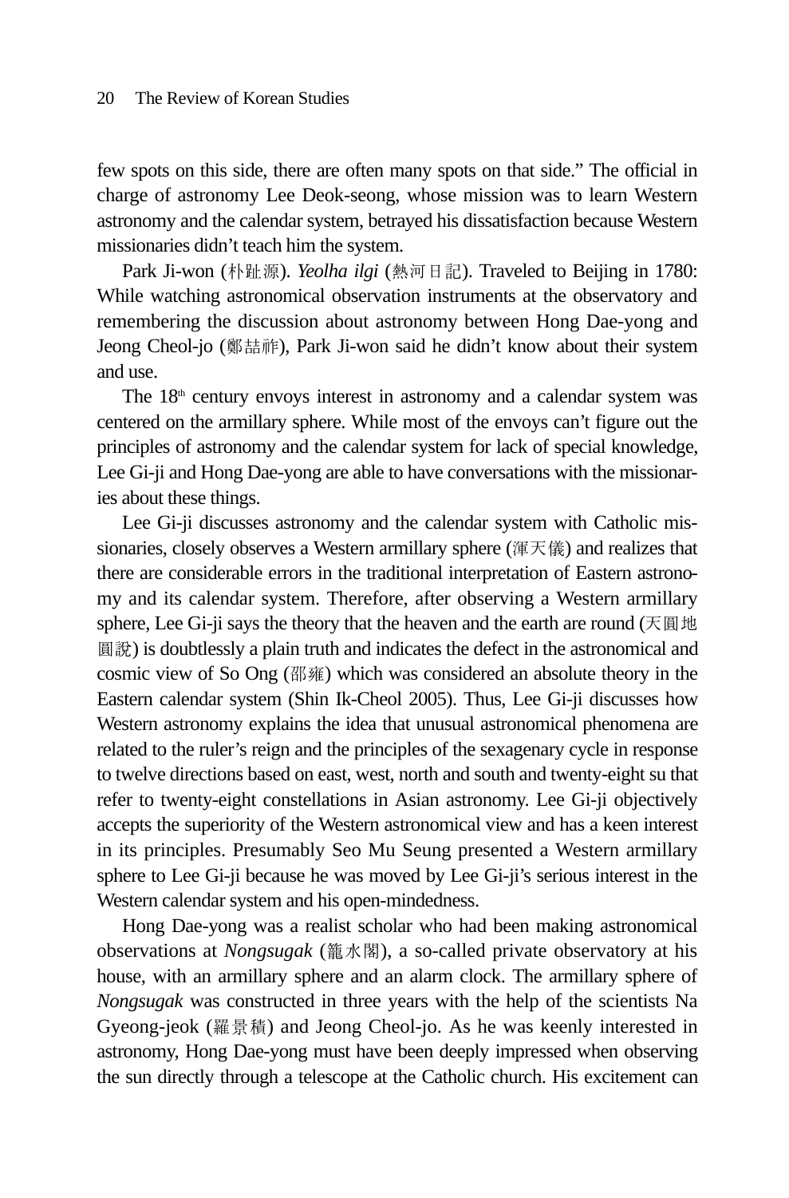few spots on this side, there are often many spots on that side." The official in charge of astronomy Lee Deok-seong, whose mission was to learn Western astronomy and the calendar system, betrayed his dissatisfaction because Western missionaries didn't teach him the system.

Park Ji-won (朴趾源). *Yeolha ilgi* (熱河日記). Traveled to Beijing in 1780: While watching astronomical observation instruments at the observatory and remembering the discussion about astronomy between Hong Dae-yong and Jeong Cheol-jo (鄭喆祚), Park Ji-won said he didn't know about their system and use.

The 18th century envoys interest in astronomy and a calendar system was centered on the armillary sphere. While most of the envoys can't figure out the principles of astronomy and the calendar system for lack of special knowledge, Lee Gi-ji and Hong Dae-yong are able to have conversations with the missionaries about these things.

Lee Gi-ji discusses astronomy and the calendar system with Catholic missionaries, closely observes a Western armillary sphere (渾天儀) and realizes that there are considerable errors in the traditional interpretation of Eastern astronomy and its calendar system. Therefore, after observing a Western armillary sphere, Lee Gi-ji says the theory that the heaven and the earth are round (天圓地圓說) is doubtlessly a plain truth and indicates the defect in the astronomical and cosmic view of So Ong (邵雍) which was considered an absolute theory in the Eastern calendar system (Shin Ik-Cheol 2005). Thus, Lee Gi-ji discusses how Western astronomy explains the idea that unusual astronomical phenomena are related to the ruler's reign and the principles of the sexagenary cycle in response to twelve directions based on east, west, north and south and twenty-eight su that refer to twenty-eight constellations in Asian astronomy. Lee Gi-ji objectively accepts the superiority of the Western astronomical view and has a keen interest in its principles. Presumably Seo Mu Seung presented a Western armillary sphere to Lee Gi-ji because he was moved by Lee Gi-ji's serious interest in the Western calendar system and his open-mindedness.

Hong Dae-yong was a realist scholar who had been making astronomical observations at *Nongsugak* (籠水閣), a so-called private observatory at his house, with an armillary sphere and an alarm clock. The armillary sphere of *Nongsugak* was constructed in three years with the help of the scientists Na Gyeong-jeok (羅景積) and Jeong Cheol-jo. As he was keenly interested in astronomy, Hong Dae-yong must have been deeply impressed when observing the sun directly through a telescope at the Catholic church. His excitement can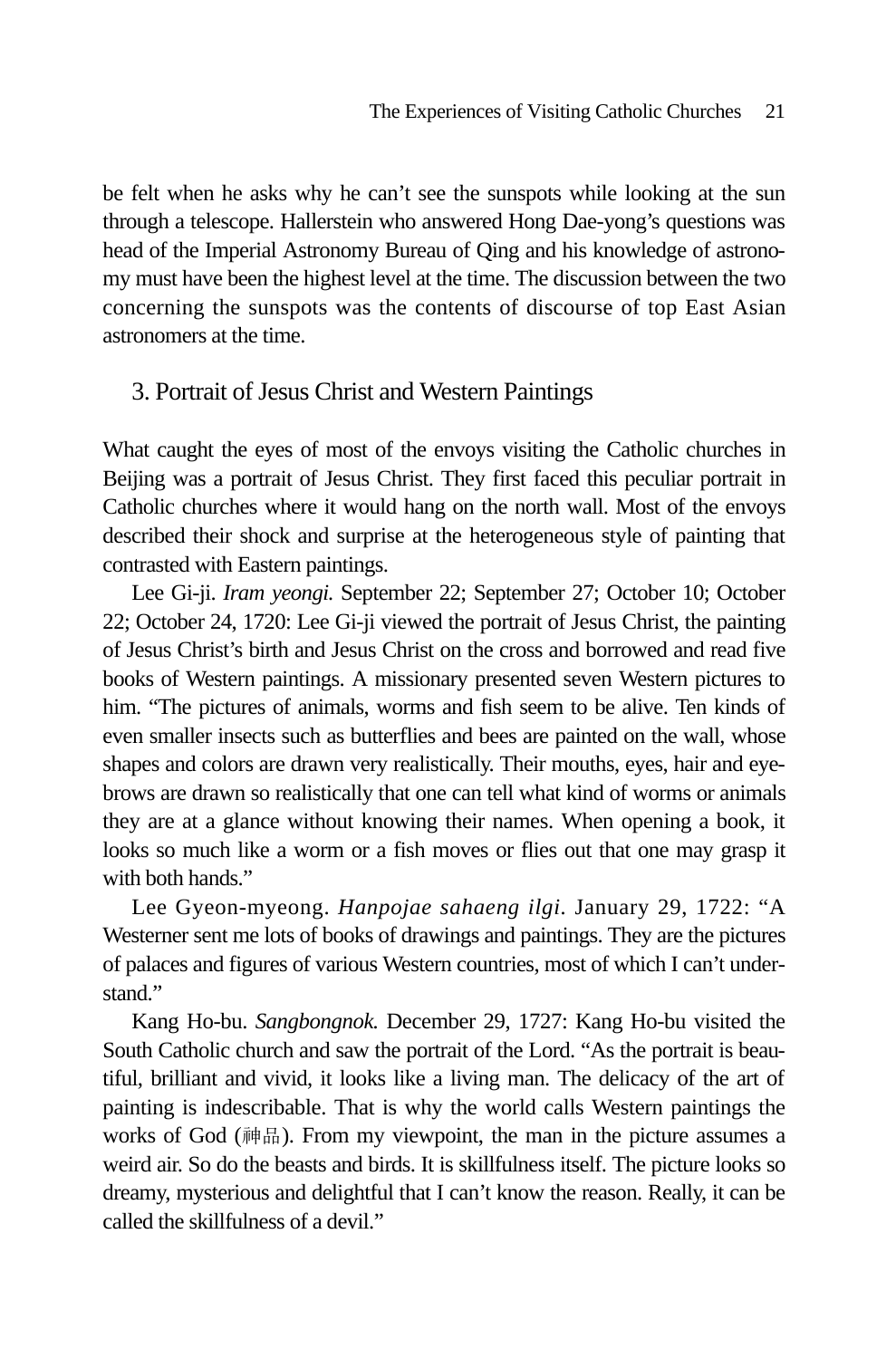be felt when he asks why he can't see the sunspots while looking at the sun through a telescope. Hallerstein who answered Hong Dae-yong's questions was head of the Imperial Astronomy Bureau of Qing and his knowledge of astronomy must have been the highest level at the time. The discussion between the two concerning the sunspots was the contents of discourse of top East Asian astronomers at the time.

## 3. Portrait of Jesus Christ and Western Paintings

What caught the eyes of most of the envoys visiting the Catholic churches in Beijing was a portrait of Jesus Christ. They first faced this peculiar portrait in Catholic churches where it would hang on the north wall. Most of the envoys described their shock and surprise at the heterogeneous style of painting that contrasted with Eastern paintings.

Lee Gi-ji. *Iram yeongi.* September 22; September 27; October 10; October 22; October 24, 1720: Lee Gi-ji viewed the portrait of Jesus Christ, the painting of Jesus Christ's birth and Jesus Christ on the cross and borrowed and read five books of Western paintings. A missionary presented seven Western pictures to him. "The pictures of animals, worms and fish seem to be alive. Ten kinds of even smaller insects such as butterflies and bees are painted on the wall, whose shapes and colors are drawn very realistically. Their mouths, eyes, hair and eyebrows are drawn so realistically that one can tell what kind of worms or animals they are at a glance without knowing their names. When opening a book, it looks so much like a worm or a fish moves or flies out that one may grasp it with both hands."

Lee Gyeon-myeong. *Hanpojae sahaeng ilgi.* January 29, 1722: "A Westerner sent me lots of books of drawings and paintings. They are the pictures of palaces and figures of various Western countries, most of which I can't understand."

Kang Ho-bu. *Sangbongnok.* December 29, 1727: Kang Ho-bu visited the South Catholic church and saw the portrait of the Lord. "As the portrait is beautiful, brilliant and vivid, it looks like a living man. The delicacy of the art of painting is indescribable. That is why the world calls Western paintings the works of God (神品). From my viewpoint, the man in the picture assumes a weird air. So do the beasts and birds. It is skillfulness itself. The picture looks so dreamy, mysterious and delightful that I can't know the reason. Really, it can be called the skillfulness of a devil."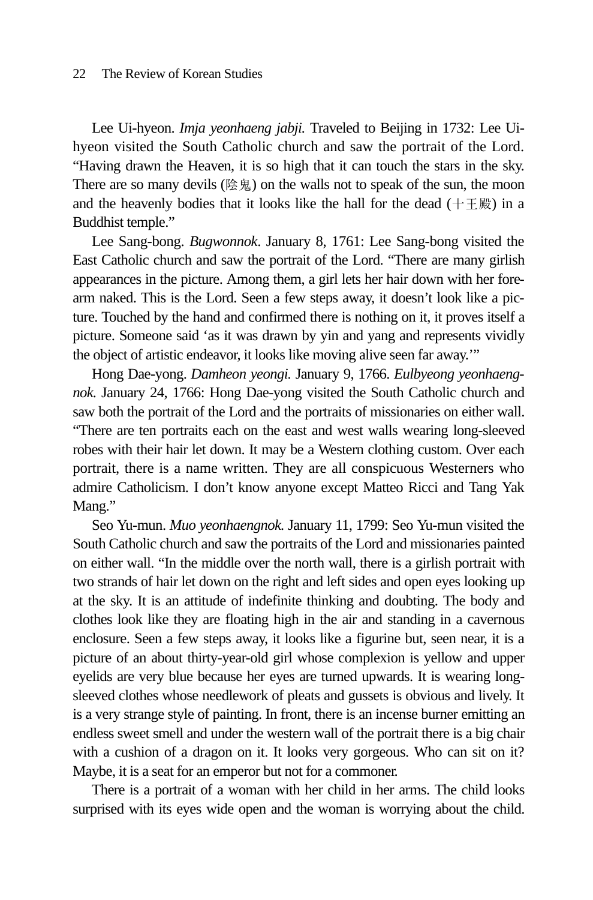Lee Ui-hyeon. *Imja yeonhaeng jabji.* Traveled to Beijing in 1732: Lee Ui-hyeon visited the South Catholic church and saw the portrait of the Lord. "Having drawn the Heaven, it is so high that it can touch the stars in the sky. There are so many devils (陰鬼) on the walls not to speak of the sun, the moon and the heavenly bodies that it looks like the hall for the dead (十王殿) in a Buddhist temple."

Lee Sang-bong. *Bugwonnok*. January 8, 1761: Lee Sang-bong visited the East Catholic church and saw the portrait of the Lord. "There are many girlish appearances in the picture. Among them, a girl lets her hair down with her fore-arm naked. This is the Lord. Seen a few steps away, it doesn't look like a picture. Touched by the hand and confirmed there is nothing on it, it proves itself a picture. Someone said 'as it was drawn by yin and yang and represents vividly the object of artistic endeavor, it looks like moving alive seen far away.'"

Hong Dae-yong. *Damheon yeongi.* January 9, 1766. *Eulbyeong yeonhaengnok.* January 24, 1766: Hong Dae-yong visited the South Catholic church and saw both the portrait of the Lord and the portraits of missionaries on either wall. "There are ten portraits each on the east and west walls wearing long-sleeved robes with their hair let down. It may be a Western clothing custom. Over each portrait, there is a name written. They are all conspicuous Westerners who admire Catholicism. I don't know anyone except Matteo Ricci and Tang Yak Mang."

Seo Yu-mun. *Muo yeonhaengnok.* January 11, 1799: Seo Yu-mun visited the South Catholic church and saw the portraits of the Lord and missionaries painted on either wall. "In the middle over the north wall, there is a girlish portrait with two strands of hair let down on the right and left sides and open eyes looking up at the sky. It is an attitude of indefinite thinking and doubting. The body and clothes look like they are floating high in the air and standing in a cavernous enclosure. Seen a few steps away, it looks like a figurine but, seen near, it is a picture of an about thirty-year-old girl whose complexion is yellow and upper eyelids are very blue because her eyes are turned upwards. It is wearing long-sleeved clothes whose needlework of pleats and gussets is obvious and lively. It is a very strange style of painting. In front, there is an incense burner emitting an endless sweet smell and under the western wall of the portrait there is a big chair with a cushion of a dragon on it. It looks very gorgeous. Who can sit on it? Maybe, it is a seat for an emperor but not for a commoner.

There is a portrait of a woman with her child in her arms. The child looks surprised with its eyes wide open and the woman is worrying about the child.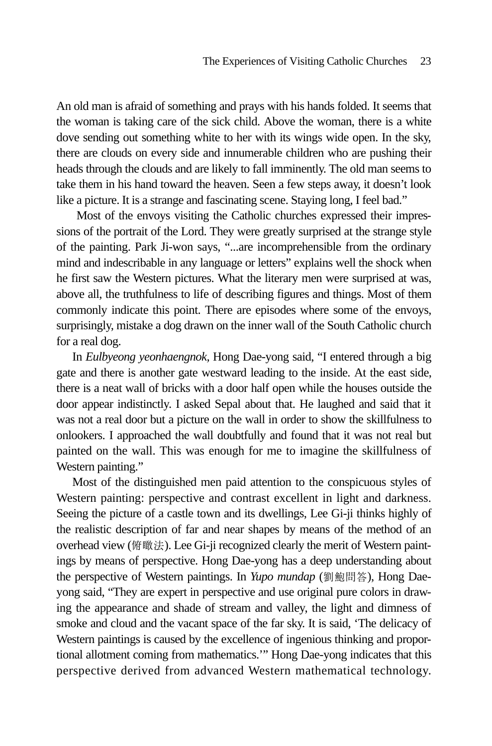An old man is afraid of something and prays with his hands folded. It seems that the woman is taking care of the sick child. Above the woman, there is a white dove sending out something white to her with its wings wide open. In the sky, there are clouds on every side and innumerable children who are pushing their heads through the clouds and are likely to fall imminently. The old man seems to take them in his hand toward the heaven. Seen a few steps away, it doesn't look like a picture. It is a strange and fascinating scene. Staying long, I feel bad."

Most of the envoys visiting the Catholic churches expressed their impressions of the portrait of the Lord. They were greatly surprised at the strange style of the painting. Park Ji-won says, "...are incomprehensible from the ordinary mind and indescribable in any language or letters" explains well the shock when he first saw the Western pictures. What the literary men were surprised at was, above all, the truthfulness to life of describing figures and things. Most of them commonly indicate this point. There are episodes where some of the envoys, surprisingly, mistake a dog drawn on the inner wall of the South Catholic church for a real dog.

In *Eulbyeong yeonhaengnok*, Hong Dae-yong said, "I entered through a big gate and there is another gate westward leading to the inside. At the east side, there is a neat wall of bricks with a door half open while the houses outside the door appear indistinctly. I asked Sepal about that. He laughed and said that it was not a real door but a picture on the wall in order to show the skillfulness to onlookers. I approached the wall doubtfully and found that it was not real but painted on the wall. This was enough for me to imagine the skillfulness of Western painting."

Most of the distinguished men paid attention to the conspicuous styles of Western painting: perspective and contrast excellent in light and darkness. Seeing the picture of a castle town and its dwellings, Lee Gi-ji thinks highly of the realistic description of far and near shapes by means of the method of an overhead view (俯瞰法). Lee Gi-ji recognized clearly the merit of Western paintings by means of perspective. Hong Dae-yong has a deep understanding about the perspective of Western paintings. In *Yupo mundap* (劉鮑問答), Hong Dae-yong said, "They are expert in perspective and use original pure colors in drawing the appearance and shade of stream and valley, the light and dimness of smoke and cloud and the vacant space of the far sky. It is said, 'The delicacy of Western paintings is caused by the excellence of ingenious thinking and proportional allotment coming from mathematics.'" Hong Dae-yong indicates that this perspective derived from advanced Western mathematical technology.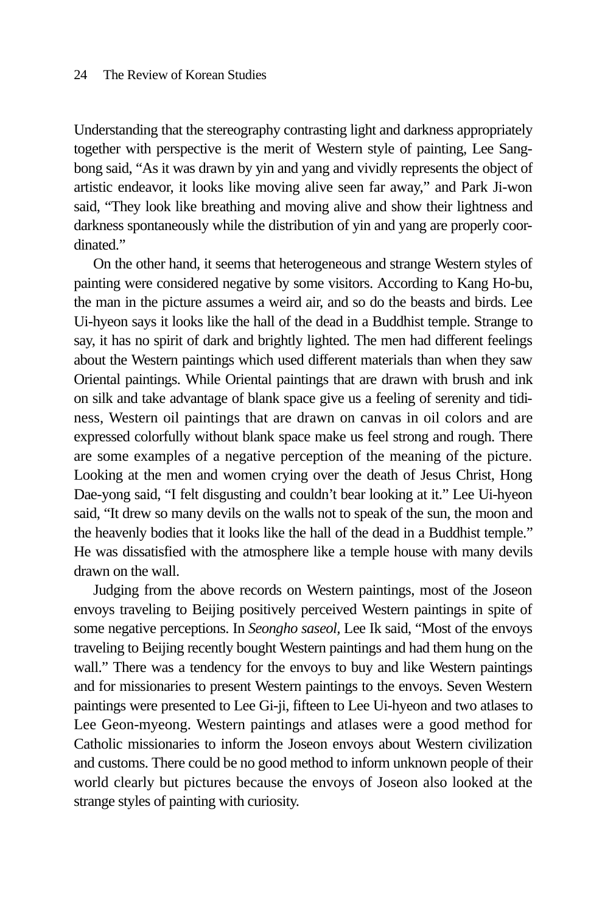Understanding that the stereography contrasting light and darkness appropriately together with perspective is the merit of Western style of painting, Lee Sang-bong said, "As it was drawn by yin and yang and vividly represents the object of artistic endeavor, it looks like moving alive seen far away," and Park Ji-won said, "They look like breathing and moving alive and show their lightness and darkness spontaneously while the distribution of yin and yang are properly coordinated."

On the other hand, it seems that heterogeneous and strange Western styles of painting were considered negative by some visitors. According to Kang Ho-bu, the man in the picture assumes a weird air, and so do the beasts and birds. Lee Ui-hyeon says it looks like the hall of the dead in a Buddhist temple. Strange to say, it has no spirit of dark and brightly lighted. The men had different feelings about the Western paintings which used different materials than when they saw Oriental paintings. While Oriental paintings that are drawn with brush and ink on silk and take advantage of blank space give us a feeling of serenity and tidiness, Western oil paintings that are drawn on canvas in oil colors and are expressed colorfully without blank space make us feel strong and rough. There are some examples of a negative perception of the meaning of the picture. Looking at the men and women crying over the death of Jesus Christ, Hong Dae-yong said, "I felt disgusting and couldn't bear looking at it." Lee Ui-hyeon said, "It drew so many devils on the walls not to speak of the sun, the moon and the heavenly bodies that it looks like the hall of the dead in a Buddhist temple." He was dissatisfied with the atmosphere like a temple house with many devils drawn on the wall.

Judging from the above records on Western paintings, most of the Joseon envoys traveling to Beijing positively perceived Western paintings in spite of some negative perceptions. In *Seongho saseol,* Lee Ik said, "Most of the envoys traveling to Beijing recently bought Western paintings and had them hung on the wall." There was a tendency for the envoys to buy and like Western paintings and for missionaries to present Western paintings to the envoys. Seven Western paintings were presented to Lee Gi-ji, fifteen to Lee Ui-hyeon and two atlases to Lee Geon-myeong. Western paintings and atlases were a good method for Catholic missionaries to inform the Joseon envoys about Western civilization and customs. There could be no good method to inform unknown people of their world clearly but pictures because the envoys of Joseon also looked at the strange styles of painting with curiosity.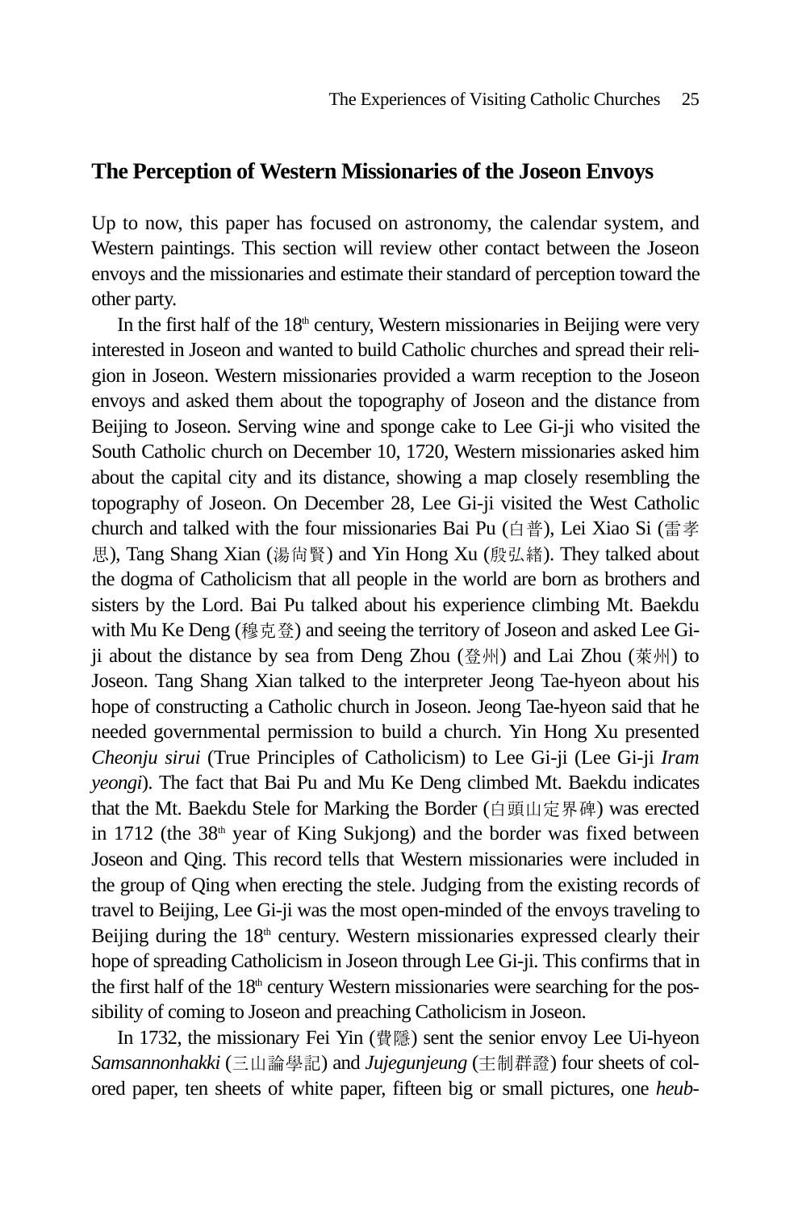## The Perception of Western Missionaries of the Joseon Envoys

Up to now, this paper has focused on astronomy, the calendar system, and Western paintings. This section will review other contact between the Joseon envoys and the missionaries and estimate their standard of perception toward the other party.

In the first half of the 18th century, Western missionaries in Beijing were very interested in Joseon and wanted to build Catholic churches and spread their religion in Joseon. Western missionaries provided a warm reception to the Joseon envoys and asked them about the topography of Joseon and the distance from Beijing to Joseon. Serving wine and sponge cake to Lee Gi-ji who visited the South Catholic church on December 10, 1720, Western missionaries asked him about the capital city and its distance, showing a map closely resembling the topography of Joseon. On December 28, Lee Gi-ji visited the West Catholic church and talked with the four missionaries Bai Pu (白普), Lei Xiao Si (雷孝思), Tang Shang Xian (湯尙賢) and Yin Hong Xu (殷弘緖). They talked about the dogma of Catholicism that all people in the world are born as brothers and sisters by the Lord. Bai Pu talked about his experience climbing Mt. Baekdu with Mu Ke Deng (穆克登) and seeing the territory of Joseon and asked Lee Gi-ji about the distance by sea from Deng Zhou (登州) and Lai Zhou (萊州) to Joseon. Tang Shang Xian talked to the interpreter Jeong Tae-hyeon about his hope of constructing a Catholic church in Joseon. Jeong Tae-hyeon said that he needed governmental permission to build a church. Yin Hong Xu presented *Cheonju sirui* (True Principles of Catholicism) to Lee Gi-ji (Lee Gi-ji *Iram yeongi*). The fact that Bai Pu and Mu Ke Deng climbed Mt. Baekdu indicates that the Mt. Baekdu Stele for Marking the Border (白頭山定界碑) was erected in 1712 (the 38th year of King Sukjong) and the border was fixed between Joseon and Qing. This record tells that Western missionaries were included in the group of Qing when erecting the stele. Judging from the existing records of travel to Beijing, Lee Gi-ji was the most open-minded of the envoys traveling to Beijing during the 18th century. Western missionaries expressed clearly their hope of spreading Catholicism in Joseon through Lee Gi-ji. This confirms that in the first half of the 18th century Western missionaries were searching for the possibility of coming to Joseon and preaching Catholicism in Joseon.

In 1732, the missionary Fei Yin (費隱) sent the senior envoy Lee Ui-hyeon *Samsannonhakki* (三山論學記) and *Jujegunjeung* (主制群證) four sheets of colored paper, ten sheets of white paper, fifteen big or small pictures, one *heub-*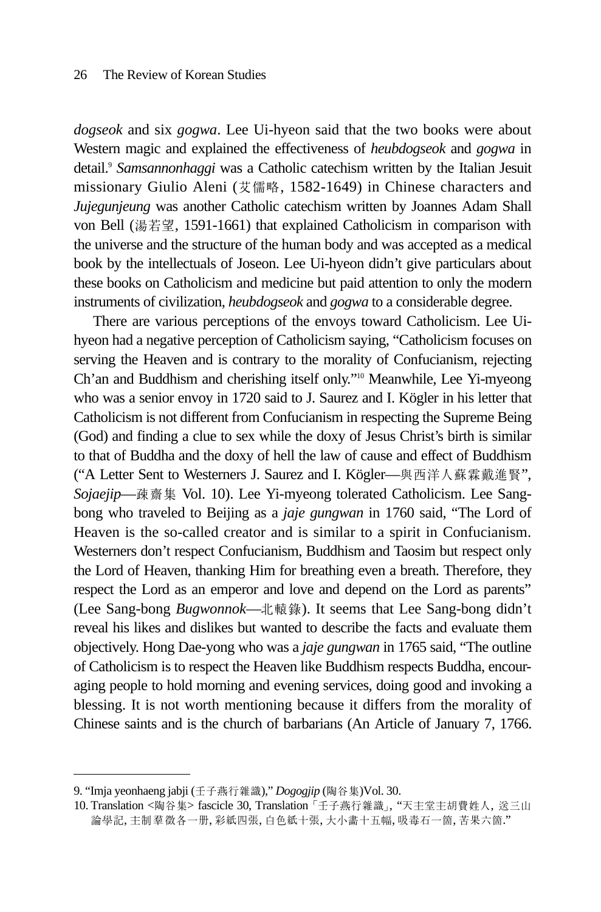*dogseok* and six *gogwa*. Lee Ui-hyeon said that the two books were about Western magic and explained the effectiveness of *heubdogseok* and *gogwa* in detail.[9] *Samsannonhaggi* was a Catholic catechism written by the Italian Jesuit missionary Giulio Aleni (艾儒略, 1582-1649) in Chinese characters and *Jujegunjeung* was another Catholic catechism written by Joannes Adam Shall von Bell (湯若望, 1591-1661) that explained Catholicism in comparison with the universe and the structure of the human body and was accepted as a medical book by the intellectuals of Joseon. Lee Ui-hyeon didn't give particulars about these books on Catholicism and medicine but paid attention to only the modern instruments of civilization, *heubdogseok* and *gogwa* to a considerable degree.

There are various perceptions of the envoys toward Catholicism. Lee Ui-hyeon had a negative perception of Catholicism saying, "Catholicism focuses on serving the Heaven and is contrary to the morality of Confucianism, rejecting Ch'an and Buddhism and cherishing itself only."[10] Meanwhile, Lee Yi-myeong who was a senior envoy in 1720 said to J. Saurez and I. Kögler in his letter that Catholicism is not different from Confucianism in respecting the Supreme Being (God) and finding a clue to sex while the doxy of Jesus Christ's birth is similar to that of Buddha and the doxy of hell the law of cause and effect of Buddhism ("A Letter Sent to Westerners J. Saurez and I. Kögler—與西洋人蘇霖戴進賢", *Sojaejip*—疎齋集 Vol. 10). Lee Yi-myeong tolerated Catholicism. Lee Sang-bong who traveled to Beijing as a *jaje gungwan* in 1760 said, "The Lord of Heaven is the so-called creator and is similar to a spirit in Confucianism. Westerners don't respect Confucianism, Buddhism and Taosim but respect only the Lord of Heaven, thanking Him for breathing even a breath. Therefore, they respect the Lord as an emperor and love and depend on the Lord as parents" (Lee Sang-bong *Bugwonnok*—北轅錄). It seems that Lee Sang-bong didn't reveal his likes and dislikes but wanted to describe the facts and evaluate them objectively. Hong Dae-yong who was a *jaje gungwan* in 1765 said, "The outline of Catholicism is to respect the Heaven like Buddhism respects Buddha, encouraging people to hold morning and evening services, doing good and invoking a blessing. It is not worth mentioning because it differs from the morality of Chinese saints and is the church of barbarians (An Article of January 7, 1766.

---

9. "Imja yeonhaeng jabji (壬子燕行雜識)," *Dogogjip* (陶谷集)Vol. 30.
10. Translation <陶谷集> fascicle 30, Translation「壬子燕行雜識」, "天主堂主胡費姓人, 送三山論學記, 主制羣徵各一册, 彩紙四張, 白色紙十張, 大小畵十五幅, 吸毒石一箇, 苦果六箇."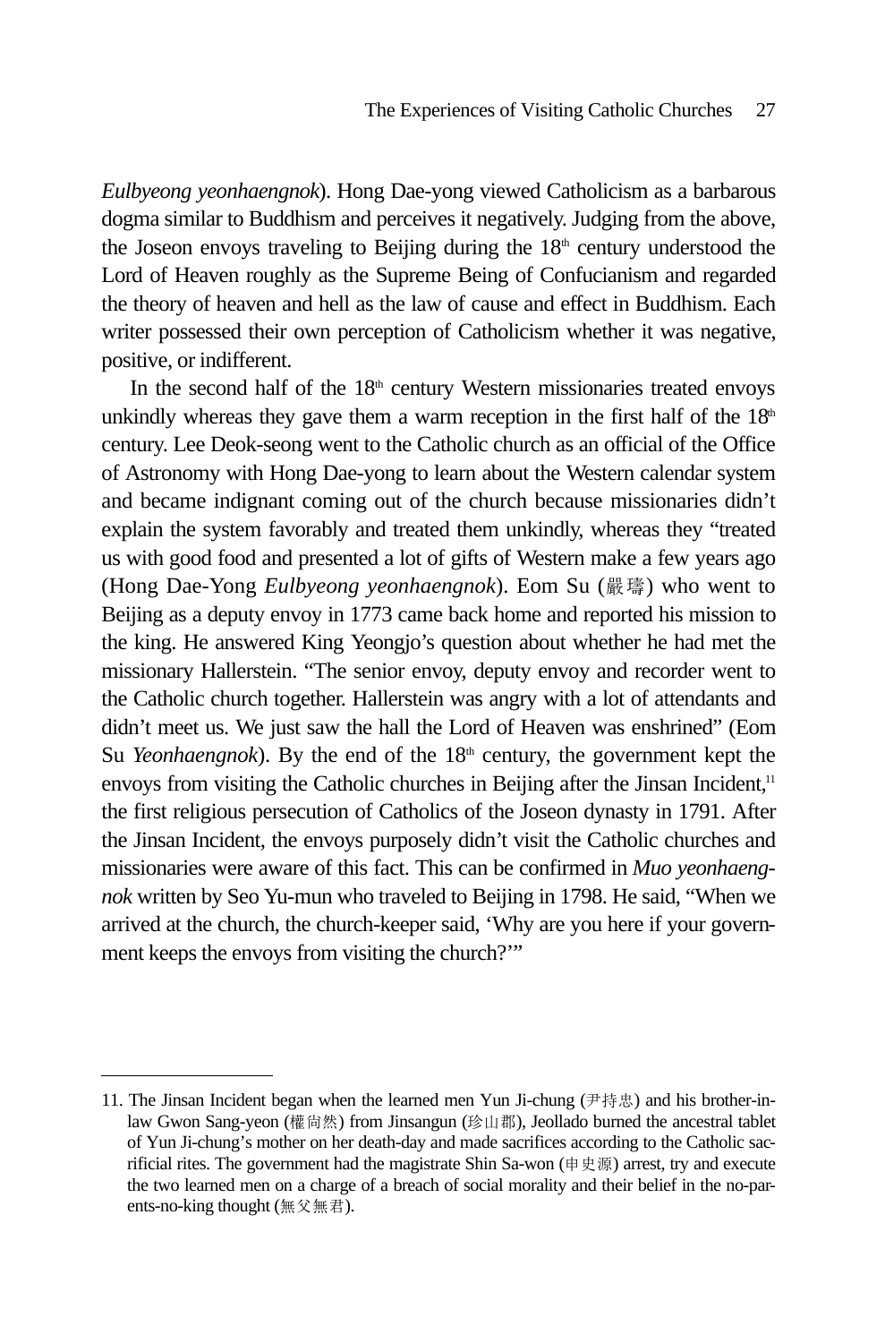*Eulbyeong yeonhaengnok*). Hong Dae-yong viewed Catholicism as a barbarous dogma similar to Buddhism and perceives it negatively. Judging from the above, the Joseon envoys traveling to Beijing during the 18th century understood the Lord of Heaven roughly as the Supreme Being of Confucianism and regarded the theory of heaven and hell as the law of cause and effect in Buddhism. Each writer possessed their own perception of Catholicism whether it was negative, positive, or indifferent.

In the second half of the 18th century Western missionaries treated envoys unkindly whereas they gave them a warm reception in the first half of the 18th century. Lee Deok-seong went to the Catholic church as an official of the Office of Astronomy with Hong Dae-yong to learn about the Western calendar system and became indignant coming out of the church because missionaries didn't explain the system favorably and treated them unkindly, whereas they "treated us with good food and presented a lot of gifts of Western make a few years ago (Hong Dae-Yong *Eulbyeong yeonhaengnok*). Eom Su (嚴璹) who went to Beijing as a deputy envoy in 1773 came back home and reported his mission to the king. He answered King Yeongjo's question about whether he had met the missionary Hallerstein. "The senior envoy, deputy envoy and recorder went to the Catholic church together. Hallerstein was angry with a lot of attendants and didn't meet us. We just saw the hall the Lord of Heaven was enshrined" (Eom Su *Yeonhaengnok*). By the end of the 18th century, the government kept the envoys from visiting the Catholic churches in Beijing after the Jinsan Incident,[11] the first religious persecution of Catholics of the Joseon dynasty in 1791. After the Jinsan Incident, the envoys purposely didn't visit the Catholic churches and missionaries were aware of this fact. This can be confirmed in *Muo yeonhaengnok* written by Seo Yu-mun who traveled to Beijing in 1798. He said, "When we arrived at the church, the church-keeper said, 'Why are you here if your government keeps the envoys from visiting the church?'"

---

11. The Jinsan Incident began when the learned men Yun Ji-chung (尹持忠) and his brother-in-law Gwon Sang-yeon (權尙然) from Jinsangun (珍山郡), Jeollado burned the ancestral tablet of Yun Ji-chung's mother on her death-day and made sacrifices according to the Catholic sacrificial rites. The government had the magistrate Shin Sa-won (申史源) arrest, try and execute the two learned men on a charge of a breach of social morality and their belief in the no-parents-no-king thought (無父無君).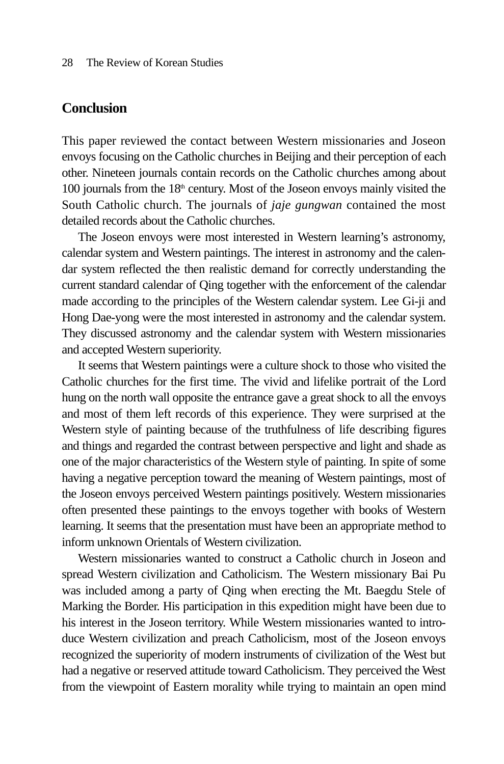## Conclusion

This paper reviewed the contact between Western missionaries and Joseon envoys focusing on the Catholic churches in Beijing and their perception of each other. Nineteen journals contain records on the Catholic churches among about 100 journals from the 18th century. Most of the Joseon envoys mainly visited the South Catholic church. The journals of *jaje gungwan* contained the most detailed records about the Catholic churches.

The Joseon envoys were most interested in Western learning's astronomy, calendar system and Western paintings. The interest in astronomy and the calendar system reflected the then realistic demand for correctly understanding the current standard calendar of Qing together with the enforcement of the calendar made according to the principles of the Western calendar system. Lee Gi-ji and Hong Dae-yong were the most interested in astronomy and the calendar system. They discussed astronomy and the calendar system with Western missionaries and accepted Western superiority.

It seems that Western paintings were a culture shock to those who visited the Catholic churches for the first time. The vivid and lifelike portrait of the Lord hung on the north wall opposite the entrance gave a great shock to all the envoys and most of them left records of this experience. They were surprised at the Western style of painting because of the truthfulness of life describing figures and things and regarded the contrast between perspective and light and shade as one of the major characteristics of the Western style of painting. In spite of some having a negative perception toward the meaning of Western paintings, most of the Joseon envoys perceived Western paintings positively. Western missionaries often presented these paintings to the envoys together with books of Western learning. It seems that the presentation must have been an appropriate method to inform unknown Orientals of Western civilization.

Western missionaries wanted to construct a Catholic church in Joseon and spread Western civilization and Catholicism. The Western missionary Bai Pu was included among a party of Qing when erecting the Mt. Baegdu Stele of Marking the Border. His participation in this expedition might have been due to his interest in the Joseon territory. While Western missionaries wanted to introduce Western civilization and preach Catholicism, most of the Joseon envoys recognized the superiority of modern instruments of civilization of the West but had a negative or reserved attitude toward Catholicism. They perceived the West from the viewpoint of Eastern morality while trying to maintain an open mind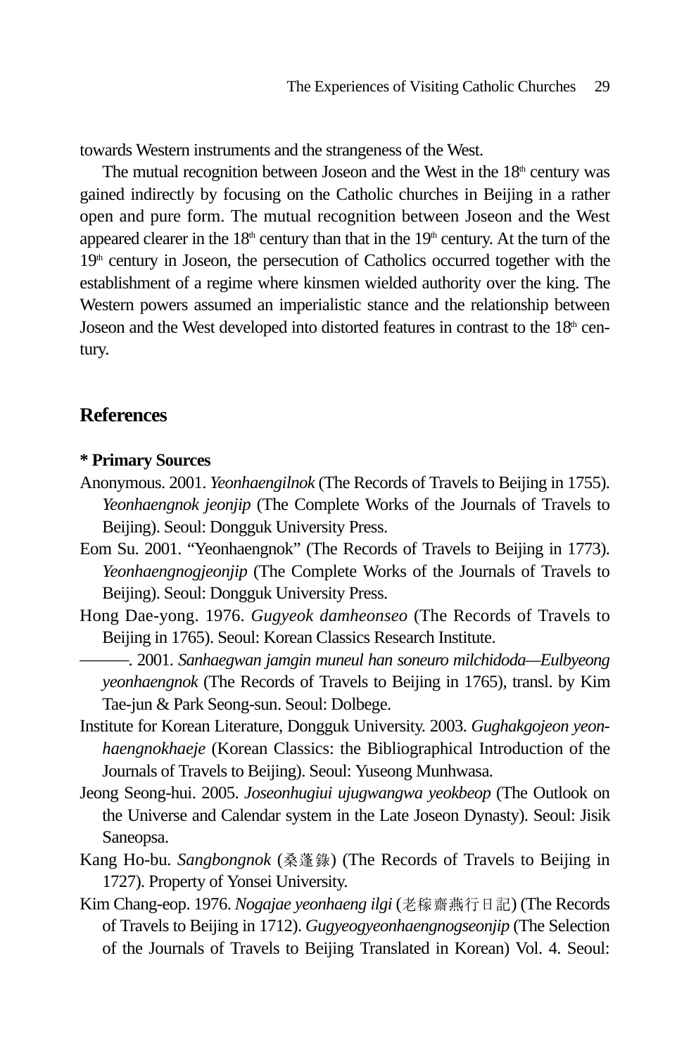towards Western instruments and the strangeness of the West.

The mutual recognition between Joseon and the West in the 18th century was gained indirectly by focusing on the Catholic churches in Beijing in a rather open and pure form. The mutual recognition between Joseon and the West appeared clearer in the 18th century than that in the 19th century. At the turn of the 19th century in Joseon, the persecution of Catholics occurred together with the establishment of a regime where kinsmen wielded authority over the king. The Western powers assumed an imperialistic stance and the relationship between Joseon and the West developed into distorted features in contrast to the 18th century.

## References

**\* Primary Sources**

Anonymous. 2001. *Yeonhaengilnok* (The Records of Travels to Beijing in 1755). *Yeonhaengnok jeonjip* (The Complete Works of the Journals of Travels to Beijing). Seoul: Dongguk University Press.

Eom Su. 2001. "Yeonhaengnok" (The Records of Travels to Beijing in 1773). *Yeonhaengnogjeonjip* (The Complete Works of the Journals of Travels to Beijing). Seoul: Dongguk University Press.

Hong Dae-yong. 1976. *Gugyeok damheonseo* (The Records of Travels to Beijing in 1765). Seoul: Korean Classics Research Institute.

———. 2001. *Sanhaegwan jamgin muneul han soneuro milchidoda—Eulbyeong yeonhaengnok* (The Records of Travels to Beijing in 1765), transl. by Kim Tae-jun & Park Seong-sun. Seoul: Dolbege.

Institute for Korean Literature, Dongguk University. 2003. *Gughakgojeon yeonhaengnokhaeje* (Korean Classics: the Bibliographical Introduction of the Journals of Travels to Beijing). Seoul: Yuseong Munhwasa.

Jeong Seong-hui. 2005. *Joseonhugiui ujugwangwa yeokbeop* (The Outlook on the Universe and Calendar system in the Late Joseon Dynasty). Seoul: Jisik Saneopsa.

Kang Ho-bu. *Sangbongnok* (桑蓬錄) (The Records of Travels to Beijing in 1727). Property of Yonsei University.

Kim Chang-eop. 1976. *Nogajae yeonhaeng ilgi* (老稼齋燕行日記) (The Records of Travels to Beijing in 1712). *Gugyeogyeonhaengnogseonjip* (The Selection of the Journals of Travels to Beijing Translated in Korean) Vol. 4. Seoul: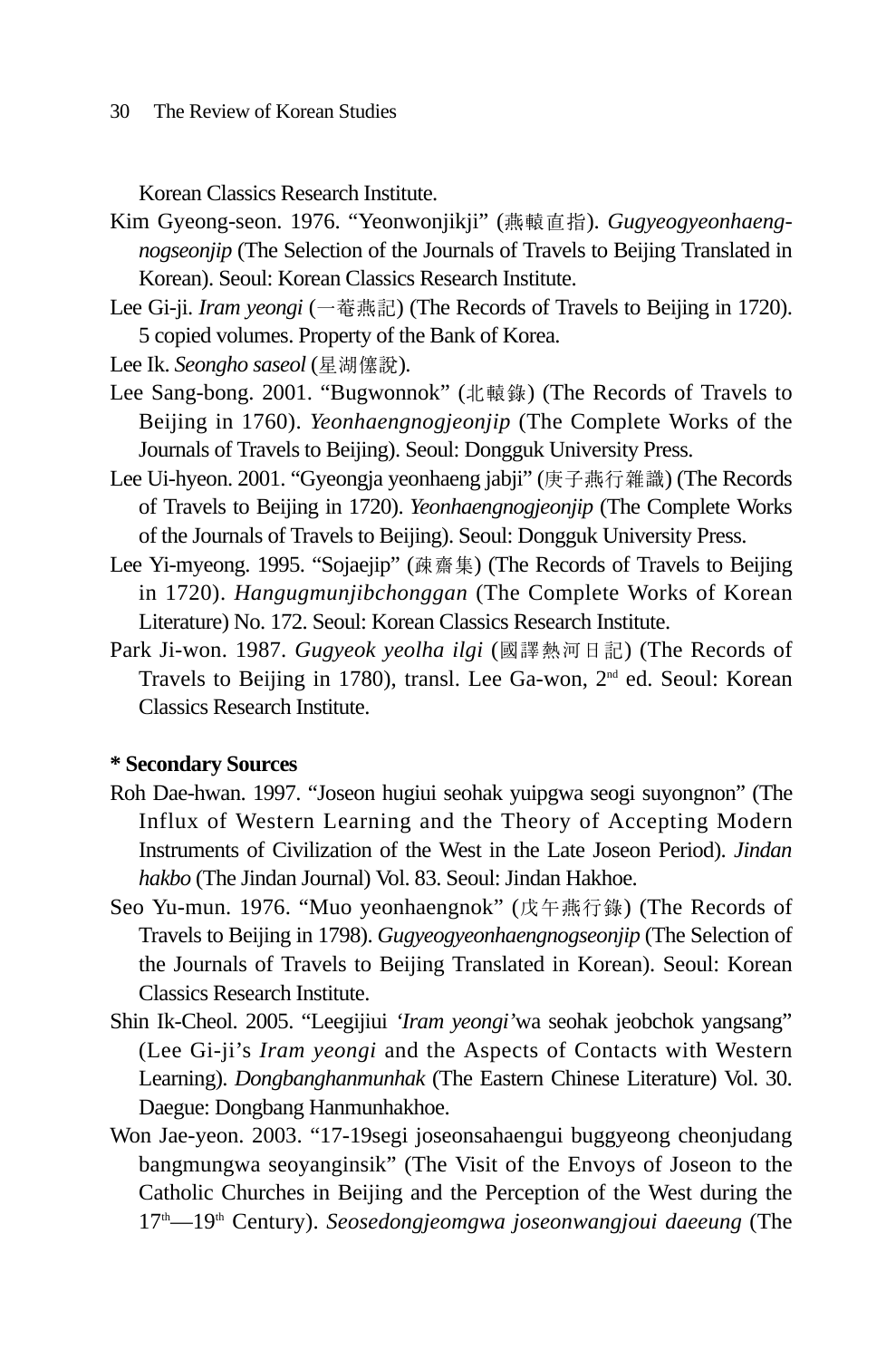Korean Classics Research Institute.

Kim Gyeong-seon. 1976. "Yeonwonjikji" (燕轅直指). *Gugyeogyeonhaengnogseonjip* (The Selection of the Journals of Travels to Beijing Translated in Korean). Seoul: Korean Classics Research Institute.

Lee Gi-ji. *Iram yeongi* (一菴燕記) (The Records of Travels to Beijing in 1720). 5 copied volumes. Property of the Bank of Korea.

Lee Ik. *Seongho saseol* (星湖僿說).

Lee Sang-bong. 2001. "Bugwonnok" (北轅錄) (The Records of Travels to Beijing in 1760). *Yeonhaengnogjeonjip* (The Complete Works of the Journals of Travels to Beijing). Seoul: Dongguk University Press.

Lee Ui-hyeon. 2001. "Gyeongja yeonhaeng jabji" (庚子燕行雜識) (The Records of Travels to Beijing in 1720). *Yeonhaengnogjeonjip* (The Complete Works of the Journals of Travels to Beijing). Seoul: Dongguk University Press.

Lee Yi-myeong. 1995. "Sojaejip" (疎齋集) (The Records of Travels to Beijing in 1720). *Hangugmunjibchonggan* (The Complete Works of Korean Literature) No. 172. Seoul: Korean Classics Research Institute.

Park Ji-won. 1987. *Gugyeok yeolha ilgi* (國譯熱河日記) (The Records of Travels to Beijing in 1780), transl. Lee Ga-won, 2nd ed. Seoul: Korean Classics Research Institute.

**\* Secondary Sources**

Roh Dae-hwan. 1997. "Joseon hugiui seohak yuipgwa seogi suyongnon" (The Influx of Western Learning and the Theory of Accepting Modern Instruments of Civilization of the West in the Late Joseon Period). *Jindan hakbo* (The Jindan Journal) Vol. 83. Seoul: Jindan Hakhoe.

Seo Yu-mun. 1976. "Muo yeonhaengnok" (戊午燕行錄) (The Records of Travels to Beijing in 1798). *Gugyeogyeonhaengnogseonjip* (The Selection of the Journals of Travels to Beijing Translated in Korean). Seoul: Korean Classics Research Institute.

Shin Ik-Cheol. 2005. "Leegijiui '*Iram yeongi*'wa seohak jeobchok yangsang" (Lee Gi-ji's *Iram yeongi* and the Aspects of Contacts with Western Learning). *Dongbanghanmunhak* (The Eastern Chinese Literature) Vol. 30. Daegue: Dongbang Hanmunhakhoe.

Won Jae-yeon. 2003. "17-19segi joseonsahaengui buggyeong cheonjudang bangmungwa seoyanginsik" (The Visit of the Envoys of Joseon to the Catholic Churches in Beijing and the Perception of the West during the 17th—19th Century). *Seosedongjeomgwa joseonwangjoui daeeung* (The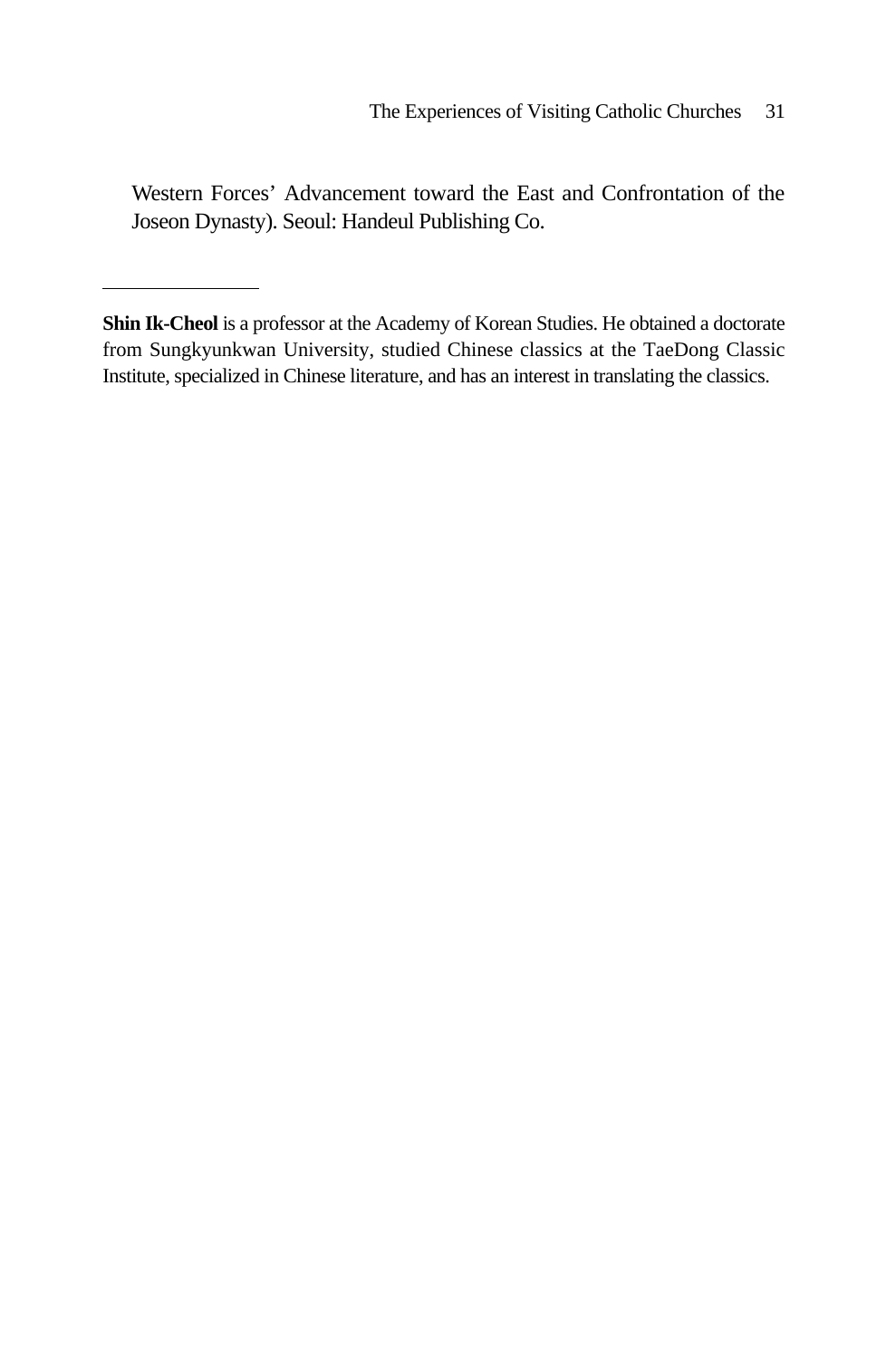Western Forces' Advancement toward the East and Confrontation of the Joseon Dynasty). Seoul: Handeul Publishing Co.

---

**Shin Ik-Cheol** is a professor at the Academy of Korean Studies. He obtained a doctorate from Sungkyunkwan University, studied Chinese classics at the TaeDong Classic Institute, specialized in Chinese literature, and has an interest in translating the classics.